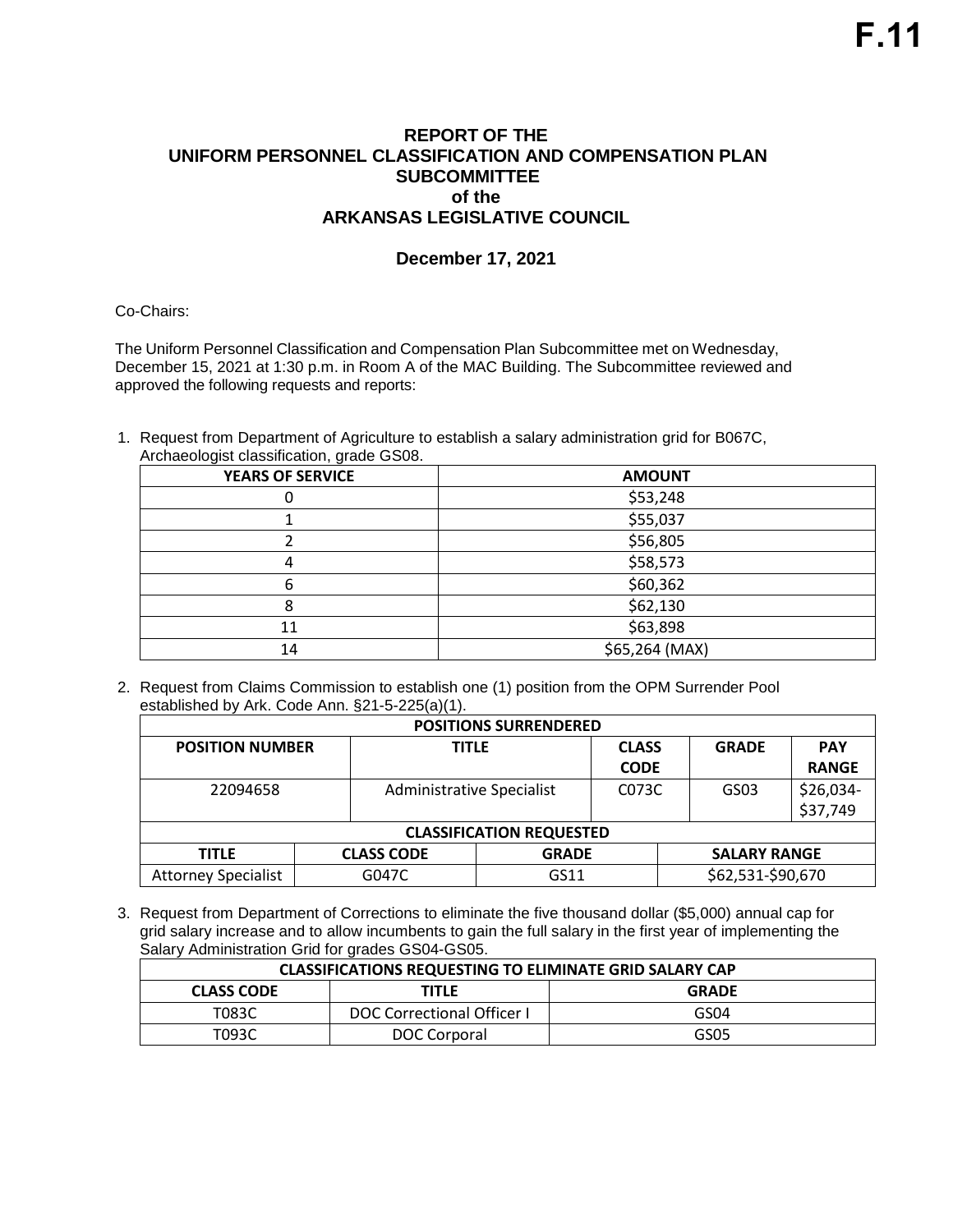# F.11

## REPORT OF THE UNIFORM PERSONNEL CLASSIFICATION AND COMPENSATION PLAN SUBCOMMITTEE of the ARKANSAS LEGISLATIVE COUNCIL

### December 17, 2021

Co-Chairs:

The Uniform Personnel Classification and Compensation Plan Subcommittee met on Wednesday, December 15, 2021 at 1:30 p.m. in Room A of the MAC Building. The Subcommittee reviewed and approved the following requests and reports:

1. Request from Department of Agriculture to establish a salary administration grid for B067C, Archaeologist classification, grade GS08.

| YEARS OF SERVICE | AMOUNT |
|---|---|
| 0 | $53,248 |
| 1 | $55,037 |
| 2 | $56,805 |
| 4 | $58,573 |
| 6 | $60,362 |
| 8 | $62,130 |
| 11 | $63,898 |
| 14 | $65,264 (MAX) |

2. Request from Claims Commission to establish one (1) position from the OPM Surrender Pool established by Ark. Code Ann. §21-5-225(a)(1).

| POSITIONS SURRENDERED | | | | |
|---|---|---|---|---|
| POSITION NUMBER | TITLE | CLASS CODE | GRADE | PAY RANGE |
| 22094658 | Administrative Specialist | C073C | GS03 | $26,034-$37,749 |

| CLASSIFICATION REQUESTED | | | |
|---|---|---|---|
| TITLE | CLASS CODE | GRADE | SALARY RANGE |
| Attorney Specialist | G047C | GS11 | $62,531-$90,670 |

3. Request from Department of Corrections to eliminate the five thousand dollar ($5,000) annual cap for grid salary increase and to allow incumbents to gain the full salary in the first year of implementing the Salary Administration Grid for grades GS04-GS05.

| CLASSIFICATIONS REQUESTING TO ELIMINATE GRID SALARY CAP | | |
|---|---|---|
| CLASS CODE | TITLE | GRADE |
| T083C | DOC Correctional Officer I | GS04 |
| T093C | DOC Corporal | GS05 |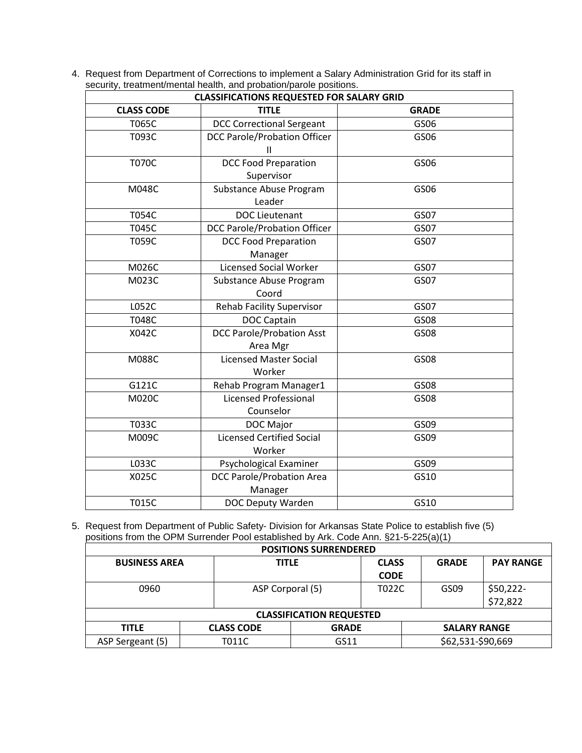4. Request from Department of Corrections to implement a Salary Administration Grid for its staff in security, treatment/mental health, and probation/parole positions.

| CLASSIFICATIONS REQUESTED FOR SALARY GRID | | |
|---|---|---|
| **CLASS CODE** | **TITLE** | **GRADE** |
| T065C | DCC Correctional Sergeant | GS06 |
| T093C | DCC Parole/Probation Officer II | GS06 |
| T070C | DCC Food Preparation Supervisor | GS06 |
| M048C | Substance Abuse Program Leader | GS06 |
| T054C | DOC Lieutenant | GS07 |
| T045C | DCC Parole/Probation Officer | GS07 |
| T059C | DCC Food Preparation Manager | GS07 |
| M026C | Licensed Social Worker | GS07 |
| M023C | Substance Abuse Program Coord | GS07 |
| L052C | Rehab Facility Supervisor | GS07 |
| T048C | DOC Captain | GS08 |
| X042C | DCC Parole/Probation Asst Area Mgr | GS08 |
| M088C | Licensed Master Social Worker | GS08 |
| G121C | Rehab Program Manager1 | GS08 |
| M020C | Licensed Professional Counselor | GS08 |
| T033C | DOC Major | GS09 |
| M009C | Licensed Certified Social Worker | GS09 |
| L033C | Psychological Examiner | GS09 |
| X025C | DCC Parole/Probation Area Manager | GS10 |
| T015C | DOC Deputy Warden | GS10 |

5. Request from Department of Public Safety- Division for Arkansas State Police to establish five (5) positions from the OPM Surrender Pool established by Ark. Code Ann. §21-5-225(a)(1)

| POSITIONS SURRENDERED | | | | |
|---|---|---|---|---|
| **BUSINESS AREA** | **TITLE** | **CLASS CODE** | **GRADE** | **PAY RANGE** |
| 0960 | ASP Corporal (5) | T022C | GS09 | $50,222-$72,822 |

| CLASSIFICATION REQUESTED | | | |
|---|---|---|---|
| **TITLE** | **CLASS CODE** | **GRADE** | **SALARY RANGE** |
| ASP Sergeant (5) | T011C | GS11 | $62,531-$90,669 |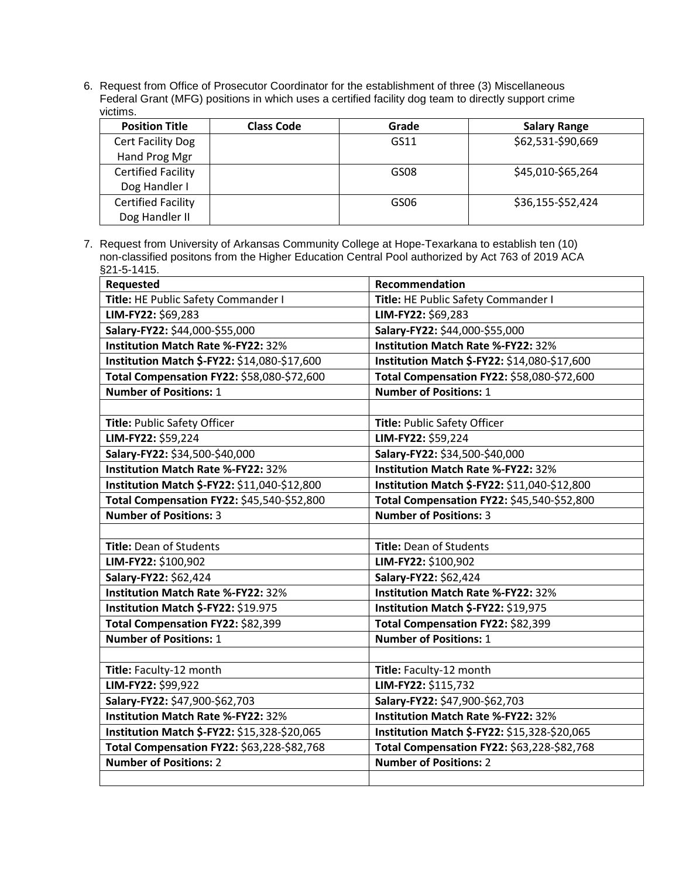6. Request from Office of Prosecutor Coordinator for the establishment of three (3) Miscellaneous Federal Grant (MFG) positions in which uses a certified facility dog team to directly support crime victims.

| Position Title | Class Code | Grade | Salary Range |
|---|---|---|---|
| Cert Facility Dog Hand Prog Mgr | | GS11 | $62,531-$90,669 |
| Certified Facility Dog Handler I | | GS08 | $45,010-$65,264 |
| Certified Facility Dog Handler II | | GS06 | $36,155-$52,424 |

7. Request from University of Arkansas Community College at Hope-Texarkana to establish ten (10) non-classified positons from the Higher Education Central Pool authorized by Act 763 of 2019 ACA §21-5-1415.

| Requested | Recommendation |
|---|---|
| **Title:** HE Public Safety Commander I | **Title:** HE Public Safety Commander I |
| **LIM-FY22:** $69,283 | **LIM-FY22:** $69,283 |
| **Salary-FY22:** $44,000-$55,000 | **Salary-FY22:** $44,000-$55,000 |
| **Institution Match Rate %-FY22:** 32% | **Institution Match Rate %-FY22:** 32% |
| **Institution Match $-FY22:** $14,080-$17,600 | **Institution Match $-FY22:** $14,080-$17,600 |
| **Total Compensation FY22:** $58,080-$72,600 | **Total Compensation FY22:** $58,080-$72,600 |
| **Number of Positions:** 1 | **Number of Positions:** 1 |
| | |
| **Title:** Public Safety Officer | **Title:** Public Safety Officer |
| **LIM-FY22:** $59,224 | **LIM-FY22:** $59,224 |
| **Salary-FY22:** $34,500-$40,000 | **Salary-FY22:** $34,500-$40,000 |
| **Institution Match Rate %-FY22:** 32% | **Institution Match Rate %-FY22:** 32% |
| **Institution Match $-FY22:** $11,040-$12,800 | **Institution Match $-FY22:** $11,040-$12,800 |
| **Total Compensation FY22:** $45,540-$52,800 | **Total Compensation FY22:** $45,540-$52,800 |
| **Number of Positions:** 3 | **Number of Positions:** 3 |
| | |
| **Title:** Dean of Students | **Title:** Dean of Students |
| **LIM-FY22:** $100,902 | **LIM-FY22:** $100,902 |
| **Salary-FY22:** $62,424 | **Salary-FY22:** $62,424 |
| **Institution Match Rate %-FY22:** 32% | **Institution Match Rate %-FY22:** 32% |
| **Institution Match $-FY22:** $19.975 | **Institution Match $-FY22:** $19,975 |
| **Total Compensation FY22:** $82,399 | **Total Compensation FY22:** $82,399 |
| **Number of Positions:** 1 | **Number of Positions:** 1 |
| | |
| **Title:** Faculty-12 month | **Title:** Faculty-12 month |
| **LIM-FY22:** $99,922 | **LIM-FY22:** $115,732 |
| **Salary-FY22:** $47,900-$62,703 | **Salary-FY22:** $47,900-$62,703 |
| **Institution Match Rate %-FY22:** 32% | **Institution Match Rate %-FY22:** 32% |
| **Institution Match $-FY22:** $15,328-$20,065 | **Institution Match $-FY22:** $15,328-$20,065 |
| **Total Compensation FY22:** $63,228-$82,768 | **Total Compensation FY22:** $63,228-$82,768 |
| **Number of Positions:** 2 | **Number of Positions:** 2 |
| | |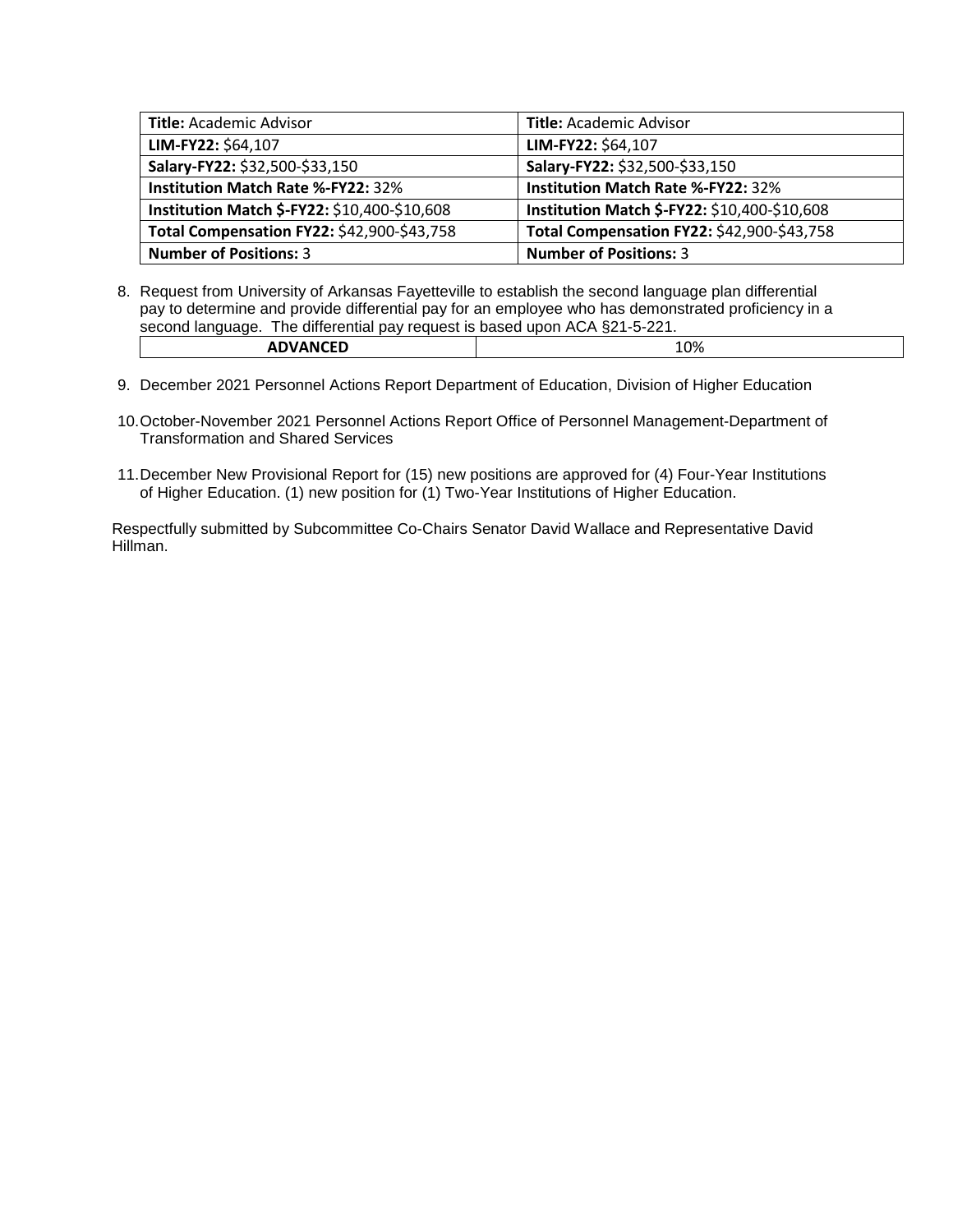| | |
|---|---|
| **Title:** Academic Advisor | **Title:** Academic Advisor |
| **LIM-FY22:** $64,107 | **LIM-FY22:** $64,107 |
| **Salary-FY22:** $32,500-$33,150 | **Salary-FY22:** $32,500-$33,150 |
| **Institution Match Rate %-FY22:** 32% | **Institution Match Rate %-FY22:** 32% |
| **Institution Match $-FY22:** $10,400-$10,608 | **Institution Match $-FY22:** $10,400-$10,608 |
| **Total Compensation FY22:** $42,900-$43,758 | **Total Compensation FY22:** $42,900-$43,758 |
| **Number of Positions:** 3 | **Number of Positions:** 3 |

8. Request from University of Arkansas Fayetteville to establish the second language plan differential pay to determine and provide differential pay for an employee who has demonstrated proficiency in a second language. The differential pay request is based upon ACA §21-5-221.

| | |
|---|---|
| **ADVANCED** | 10% |

9. December 2021 Personnel Actions Report Department of Education, Division of Higher Education

10. October-November 2021 Personnel Actions Report Office of Personnel Management-Department of Transformation and Shared Services

11. December New Provisional Report for (15) new positions are approved for (4) Four-Year Institutions of Higher Education. (1) new position for (1) Two-Year Institutions of Higher Education.

Respectfully submitted by Subcommittee Co-Chairs Senator David Wallace and Representative David Hillman.